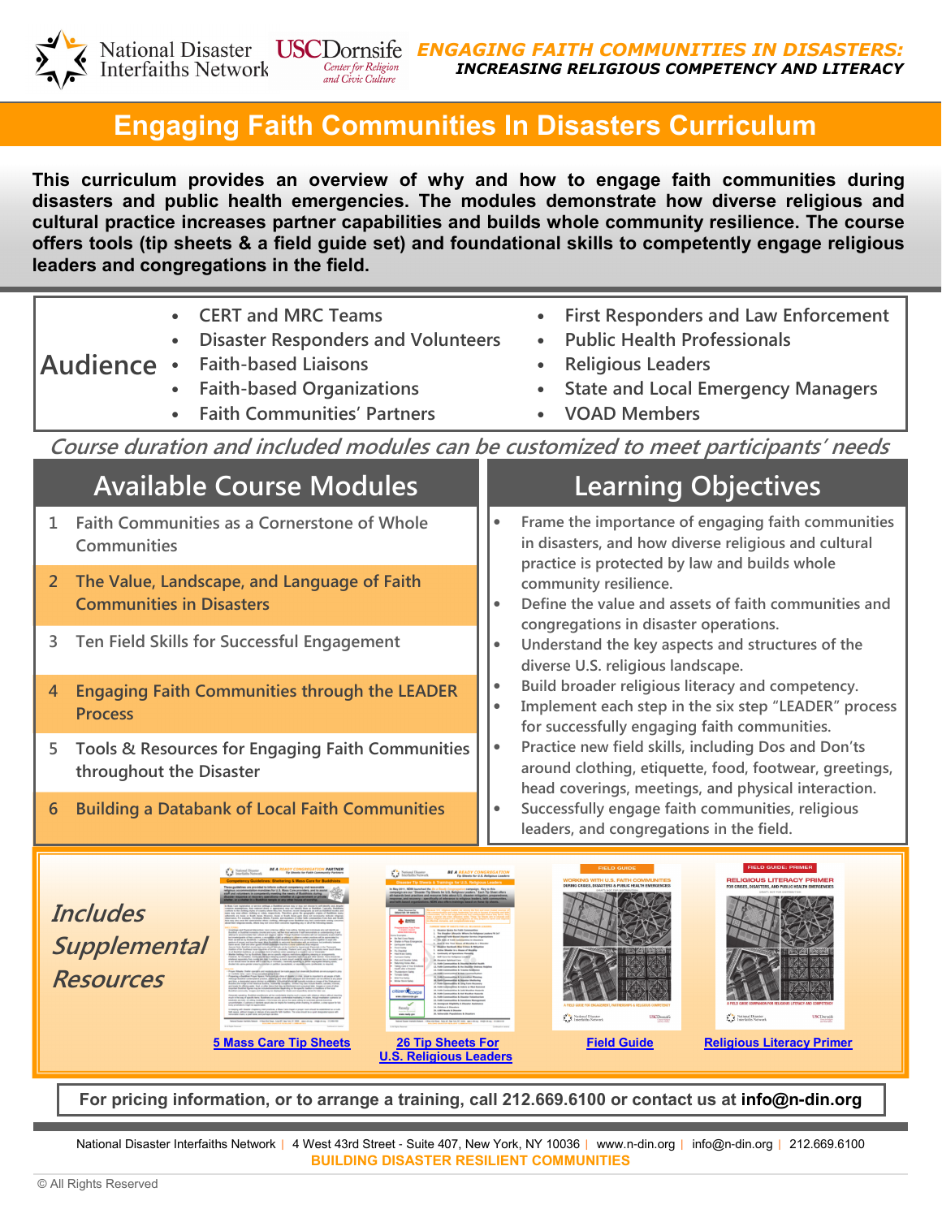National Disaster Interfaiths Network | USC Dornsife Center for Religion and Civic Culture

**ENGAGING FAITH COMMUNITIES IN DISASTERS: INCREASING RELIGIOUS COMPETENCY AND LITERACY**

# Engaging Faith Communities In Disasters Curriculum

**This curriculum provides an overview of why and how to engage faith communities during disasters and public health emergencies. The modules demonstrate how diverse religious and cultural practice increases partner capabilities and builds whole community resilience. The course offers tools (tip sheets & a field guide set) and foundational skills to competently engage religious leaders and congregations in the field.**

## Audience

- CERT and MRC Teams
- Disaster Responders and Volunteers
- Faith-based Liaisons
- Faith-based Organizations
- Faith Communities' Partners
- First Responders and Law Enforcement
- Public Health Professionals
- Religious Leaders
- State and Local Emergency Managers
- VOAD Members

*Course duration and included modules can be customized to meet participants' needs*

## Available Course Modules

1. Faith Communities as a Cornerstone of Whole Communities
2. The Value, Landscape, and Language of Faith Communities in Disasters
3. Ten Field Skills for Successful Engagement
4. Engaging Faith Communities through the LEADER Process
5. Tools & Resources for Engaging Faith Communities throughout the Disaster
6. Building a Databank of Local Faith Communities

## Learning Objectives

- Frame the importance of engaging faith communities in disasters, and how diverse religious and cultural practice is protected by law and builds whole community resilience.
- Define the value and assets of faith communities and congregations in disaster operations.
- Understand the key aspects and structures of the diverse U.S. religious landscape.
- Build broader religious literacy and competency.
- Implement each step in the six step "LEADER" process for successfully engaging faith communities.
- Practice new field skills, including Dos and Don'ts around clothing, etiquette, food, footwear, greetings, head coverings, meetings, and physical interaction.
- Successfully engage faith communities, religious leaders, and congregations in the field.

## *Includes Supplemental Resources*

- 5 Mass Care Tip Sheets
- 26 Tip Sheets For U.S. Religious Leaders
- Field Guide
- Religious Literacy Primer

**For pricing information, or to arrange a training, call 212.669.6100 or contact us at info@n-din.org**

National Disaster Interfaiths Network | 4 West 43rd Street - Suite 407, New York, NY 10036 | www.n-din.org | info@n-din.org | 212.669.6100

**BUILDING DISASTER RESILIENT COMMUNITIES**

© All Rights Reserved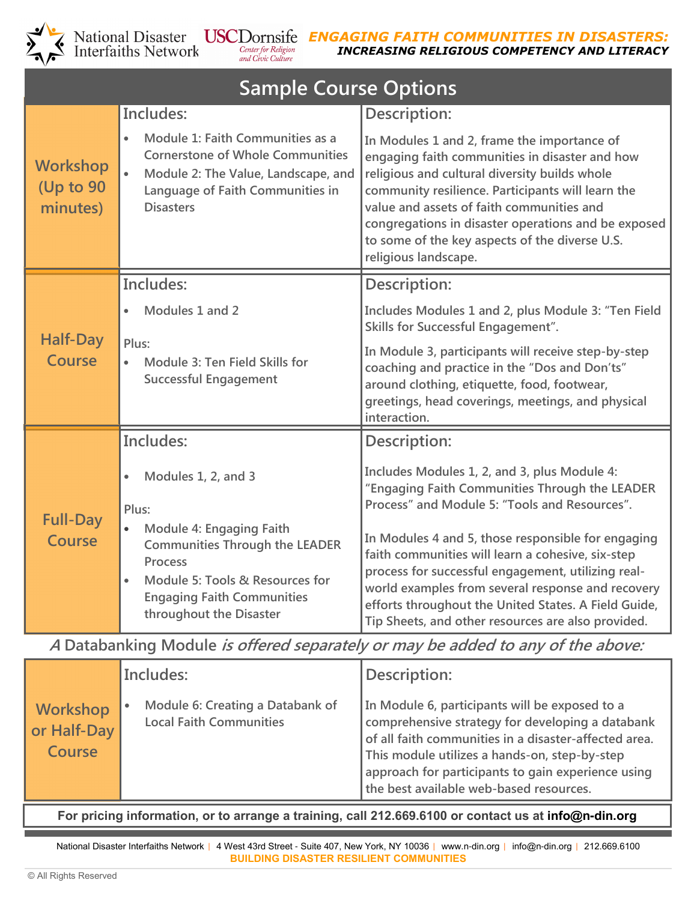**ENGAGING FAITH COMMUNITIES IN DISASTERS:**
***INCREASING RELIGIOUS COMPETENCY AND LITERACY***

## Sample Course Options

| | Includes: | Description: |
|---|---|---|
| **Workshop (Up to 90 minutes)** | • Module 1: Faith Communities as a Cornerstone of Whole Communities<br>• Module 2: The Value, Landscape, and Language of Faith Communities in Disasters | In Modules 1 and 2, frame the importance of engaging faith communities in disaster and how religious and cultural diversity builds whole community resilience. Participants will learn the value and assets of faith communities and congregations in disaster operations and be exposed to some of the key aspects of the diverse U.S. religious landscape. |
| **Half-Day Course** | • Modules 1 and 2<br>Plus:<br>• Module 3: Ten Field Skills for Successful Engagement | Includes Modules 1 and 2, plus Module 3: "Ten Field Skills for Successful Engagement".<br>In Module 3, participants will receive step-by-step coaching and practice in the "Dos and Don'ts" around clothing, etiquette, food, footwear, greetings, head coverings, meetings, and physical interaction. |
| **Full-Day Course** | • Modules 1, 2, and 3<br>Plus:<br>• Module 4: Engaging Faith Communities Through the LEADER Process<br>• Module 5: Tools & Resources for Engaging Faith Communities throughout the Disaster | Includes Modules 1, 2, and 3, plus Module 4: "Engaging Faith Communities Through the LEADER Process" and Module 5: "Tools and Resources".<br>In Modules 4 and 5, those responsible for engaging faith communities will learn a cohesive, six-step process for successful engagement, utilizing real-world examples from several response and recovery efforts throughout the United States. A Field Guide, Tip Sheets, and other resources are also provided. |

***A* Databanking Module *is offered separately or may be added to any of the above:***

| | Includes: | Description: |
|---|---|---|
| **Workshop or Half-Day Course** | • Module 6: Creating a Databank of Local Faith Communities | In Module 6, participants will be exposed to a comprehensive strategy for developing a databank of all faith communities in a disaster-affected area. This module utilizes a hands-on, step-by-step approach for participants to gain experience using the best available web-based resources. |

**For pricing information, or to arrange a training, call 212.669.6100 or contact us at info@n-din.org**

National Disaster Interfaiths Network | 4 West 43rd Street - Suite 407, New York, NY 10036 | www.n-din.org | info@n-din.org | 212.669.6100

**BUILDING DISASTER RESILIENT COMMUNITIES**

© All Rights Reserved